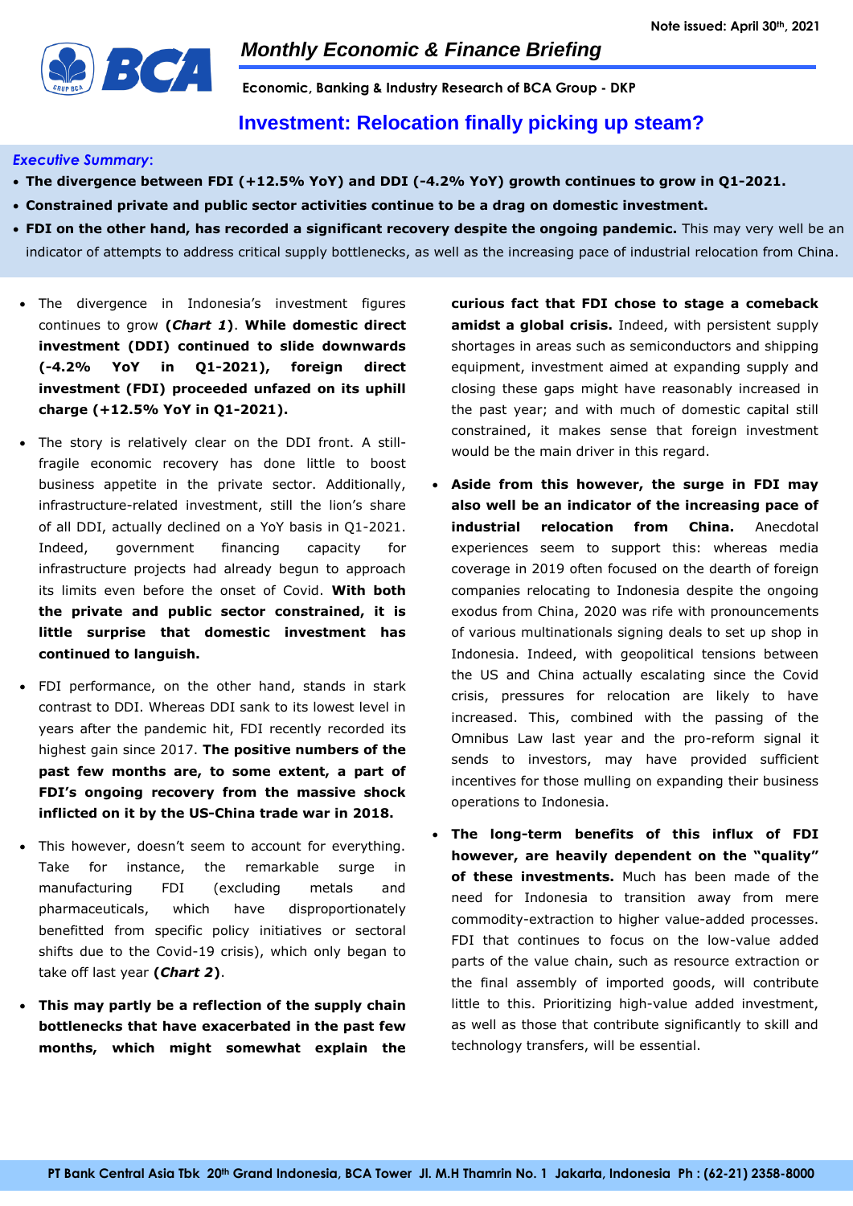Note issued: April 30th, 2021

# Monthly Economic & Finance Briefing

**Economic, Banking & Industry Research of BCA Group - DKP**

## Investment: Relocation finally picking up steam?

***Executive Summary:***

- **The divergence between FDI (+12.5% YoY) and DDI (-4.2% YoY) growth continues to grow in Q1-2021.**
- **Constrained private and public sector activities continue to be a drag on domestic investment.**
- **FDI on the other hand, has recorded a significant recovery despite the ongoing pandemic.** This may very well be an indicator of attempts to address critical supply bottlenecks, as well as the increasing pace of industrial relocation from China.

---

- The divergence in Indonesia's investment figures continues to grow **(*Chart 1*)**. **While domestic direct investment (DDI) continued to slide downwards (-4.2% YoY in Q1-2021), foreign direct investment (FDI) proceeded unfazed on its uphill charge (+12.5% YoY in Q1-2021).**

- The story is relatively clear on the DDI front. A still-fragile economic recovery has done little to boost business appetite in the private sector. Additionally, infrastructure-related investment, still the lion's share of all DDI, actually declined on a YoY basis in Q1-2021. Indeed, government financing capacity for infrastructure projects had already begun to approach its limits even before the onset of Covid. **With both the private and public sector constrained, it is little surprise that domestic investment has continued to languish.**

- FDI performance, on the other hand, stands in stark contrast to DDI. Whereas DDI sank to its lowest level in years after the pandemic hit, FDI recently recorded its highest gain since 2017. **The positive numbers of the past few months are, to some extent, a part of FDI's ongoing recovery from the massive shock inflicted on it by the US-China trade war in 2018.**

- This however, doesn't seem to account for everything. Take for instance, the remarkable surge in manufacturing FDI (excluding metals and pharmaceuticals, which have disproportionately benefitted from specific policy initiatives or sectoral shifts due to the Covid-19 crisis), which only began to take off last year **(*Chart 2*)**.

- **This may partly be a reflection of the supply chain bottlenecks that have exacerbated in the past few months, which might somewhat explain the curious fact that FDI chose to stage a comeback amidst a global crisis.** Indeed, with persistent supply shortages in areas such as semiconductors and shipping equipment, investment aimed at expanding supply and closing these gaps might have reasonably increased in the past year; and with much of domestic capital still constrained, it makes sense that foreign investment would be the main driver in this regard.

- **Aside from this however, the surge in FDI may also well be an indicator of the increasing pace of industrial relocation from China.** Anecdotal experiences seem to support this: whereas media coverage in 2019 often focused on the dearth of foreign companies relocating to Indonesia despite the ongoing exodus from China, 2020 was rife with pronouncements of various multinationals signing deals to set up shop in Indonesia. Indeed, with geopolitical tensions between the US and China actually escalating since the Covid crisis, pressures for relocation are likely to have increased. This, combined with the passing of the Omnibus Law last year and the pro-reform signal it sends to investors, may have provided sufficient incentives for those mulling on expanding their business operations to Indonesia.

- **The long-term benefits of this influx of FDI however, are heavily dependent on the "quality" of these investments.** Much has been made of the need for Indonesia to transition away from mere commodity-extraction to higher value-added processes. FDI that continues to focus on the low-value added parts of the value chain, such as resource extraction or the final assembly of imported goods, will contribute little to this. Prioritizing high-value added investment, as well as those that contribute significantly to skill and technology transfers, will be essential.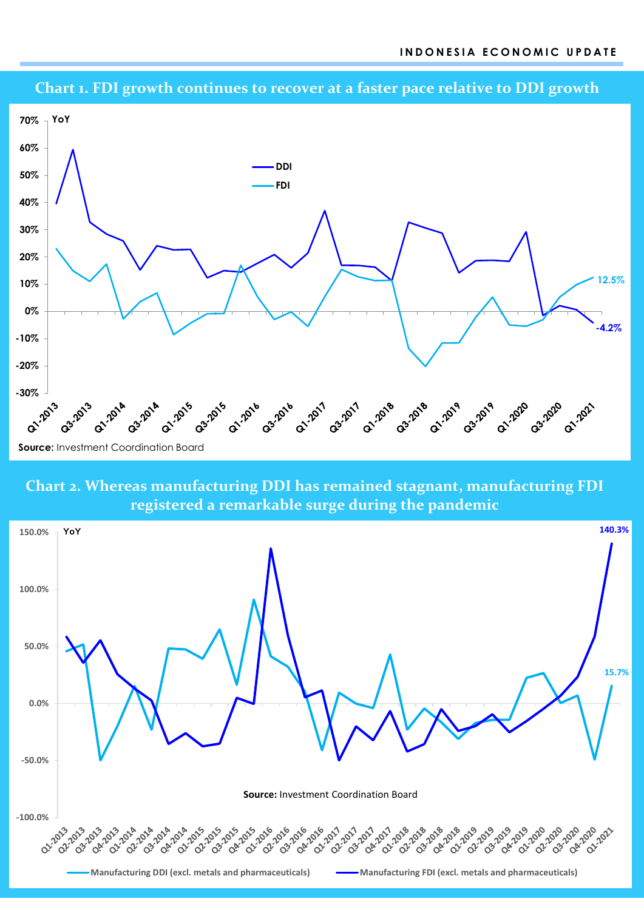**Chart 1. FDI growth continues to recover at a faster pace relative to DDI growth**

YoY

DDI

FDI

12.5%

-4.2%

Source: Investment Coordination Board

**Chart 2. Whereas manufacturing DDI has remained stagnant, manufacturing FDI registered a remarkable surge during the pandemic**

YoY

140.3%

15.7%

Source: Investment Coordination Board

Manufacturing DDI (excl. metals and pharmaceuticals)

Manufacturing FDI (excl. metals and pharmaceuticals)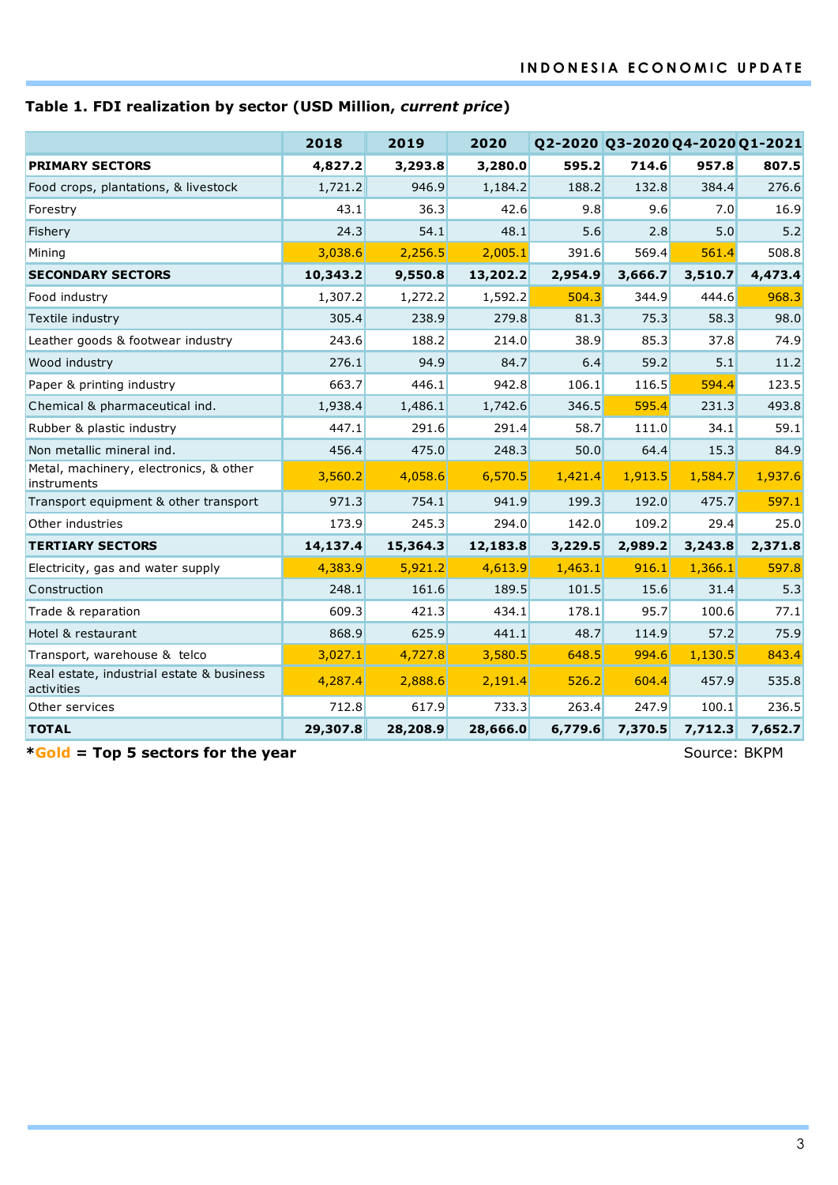**Table 1. FDI realization by sector (USD Million, *current price*)**

| | 2018 | 2019 | 2020 | Q2-2020 | Q3-2020 | Q4-2020 | Q1-2021 |
|---|---|---|---|---|---|---|---|
| **PRIMARY SECTORS** | **4,827.2** | **3,293.8** | **3,280.0** | **595.2** | **714.6** | **957.8** | **807.5** |
| Food crops, plantations, & livestock | 1,721.2 | 946.9 | 1,184.2 | 188.2 | 132.8 | 384.4 | 276.6 |
| Forestry | 43.1 | 36.3 | 42.6 | 9.8 | 9.6 | 7.0 | 16.9 |
| Fishery | 24.3 | 54.1 | 48.1 | 5.6 | 2.8 | 5.0 | 5.2 |
| Mining | 3,038.6 | 2,256.5 | 2,005.1 | 391.6 | 569.4 | 561.4 | 508.8 |
| **SECONDARY SECTORS** | **10,343.2** | **9,550.8** | **13,202.2** | **2,954.9** | **3,666.7** | **3,510.7** | **4,473.4** |
| Food industry | 1,307.2 | 1,272.2 | 1,592.2 | 504.3 | 344.9 | 444.6 | 968.3 |
| Textile industry | 305.4 | 238.9 | 279.8 | 81.3 | 75.3 | 58.3 | 98.0 |
| Leather goods & footwear industry | 243.6 | 188.2 | 214.0 | 38.9 | 85.3 | 37.8 | 74.9 |
| Wood industry | 276.1 | 94.9 | 84.7 | 6.4 | 59.2 | 5.1 | 11.2 |
| Paper & printing industry | 663.7 | 446.1 | 942.8 | 106.1 | 116.5 | 594.4 | 123.5 |
| Chemical & pharmaceutical ind. | 1,938.4 | 1,486.1 | 1,742.6 | 346.5 | 595.4 | 231.3 | 493.8 |
| Rubber & plastic industry | 447.1 | 291.6 | 291.4 | 58.7 | 111.0 | 34.1 | 59.1 |
| Non metallic mineral ind. | 456.4 | 475.0 | 248.3 | 50.0 | 64.4 | 15.3 | 84.9 |
| Metal, machinery, electronics, & other instruments | 3,560.2 | 4,058.6 | 6,570.5 | 1,421.4 | 1,913.5 | 1,584.7 | 1,937.6 |
| Transport equipment & other transport | 971.3 | 754.1 | 941.9 | 199.3 | 192.0 | 475.7 | 597.1 |
| Other industries | 173.9 | 245.3 | 294.0 | 142.0 | 109.2 | 29.4 | 25.0 |
| **TERTIARY SECTORS** | **14,137.4** | **15,364.3** | **12,183.8** | **3,229.5** | **2,989.2** | **3,243.8** | **2,371.8** |
| Electricity, gas and water supply | 4,383.9 | 5,921.2 | 4,613.9 | 1,463.1 | 916.1 | 1,366.1 | 597.8 |
| Construction | 248.1 | 161.6 | 189.5 | 101.5 | 15.6 | 31.4 | 5.3 |
| Trade & reparation | 609.3 | 421.3 | 434.1 | 178.1 | 95.7 | 100.6 | 77.1 |
| Hotel & restaurant | 868.9 | 625.9 | 441.1 | 48.7 | 114.9 | 57.2 | 75.9 |
| Transport, warehouse & telco | 3,027.1 | 4,727.8 | 3,580.5 | 648.5 | 994.6 | 1,130.5 | 843.4 |
| Real estate, industrial estate & business activities | 4,287.4 | 2,888.6 | 2,191.4 | 526.2 | 604.4 | 457.9 | 535.8 |
| Other services | 712.8 | 617.9 | 733.3 | 263.4 | 247.9 | 100.1 | 236.5 |
| **TOTAL** | **29,307.8** | **28,208.9** | **28,666.0** | **6,779.6** | **7,370.5** | **7,712.3** | **7,652.7** |

***Gold = Top 5 sectors for the year**

Source: BKPM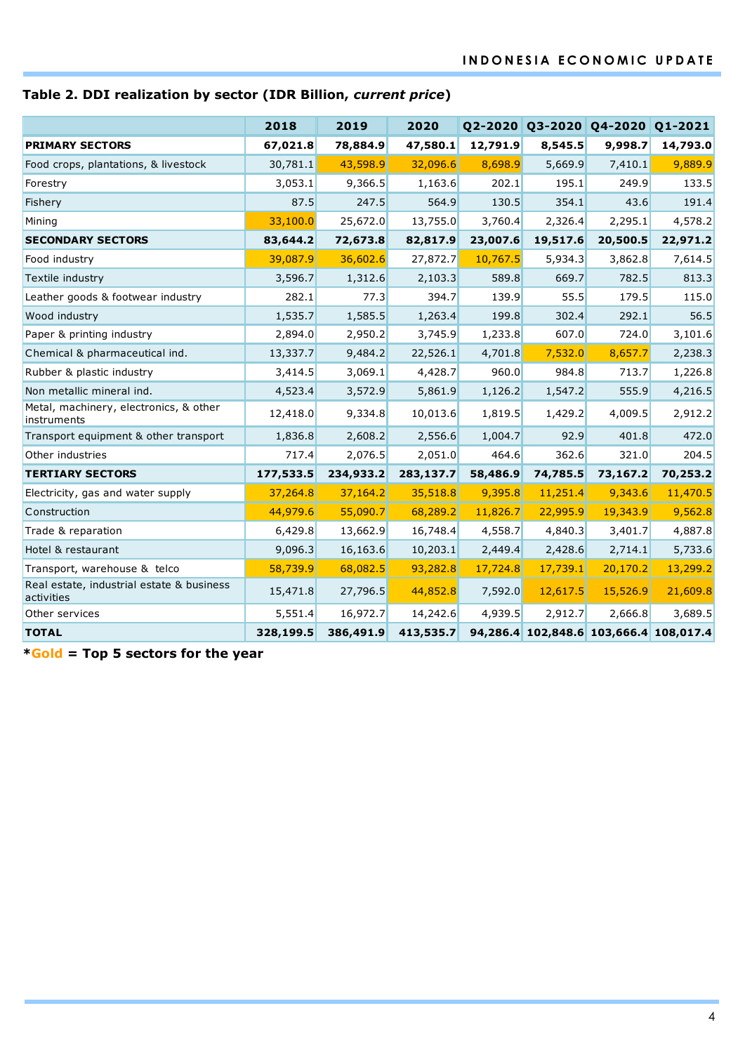**Table 2. DDI realization by sector (IDR Billion, *current price*)**

| | 2018 | 2019 | 2020 | Q2-2020 | Q3-2020 | Q4-2020 | Q1-2021 |
|---|---|---|---|---|---|---|---|
| **PRIMARY SECTORS** | **67,021.8** | **78,884.9** | **47,580.1** | **12,791.9** | **8,545.5** | **9,998.7** | **14,793.0** |
| Food crops, plantations, & livestock | 30,781.1 | 43,598.9 | 32,096.6 | 8,698.9 | 5,669.9 | 7,410.1 | 9,889.9 |
| Forestry | 3,053.1 | 9,366.5 | 1,163.6 | 202.1 | 195.1 | 249.9 | 133.5 |
| Fishery | 87.5 | 247.5 | 564.9 | 130.5 | 354.1 | 43.6 | 191.4 |
| Mining | 33,100.0 | 25,672.0 | 13,755.0 | 3,760.4 | 2,326.4 | 2,295.1 | 4,578.2 |
| **SECONDARY SECTORS** | **83,644.2** | **72,673.8** | **82,817.9** | **23,007.6** | **19,517.6** | **20,500.5** | **22,971.2** |
| Food industry | 39,087.9 | 36,602.6 | 27,872.7 | 10,767.5 | 5,934.3 | 3,862.8 | 7,614.5 |
| Textile industry | 3,596.7 | 1,312.6 | 2,103.3 | 589.8 | 669.7 | 782.5 | 813.3 |
| Leather goods & footwear industry | 282.1 | 77.3 | 394.7 | 139.9 | 55.5 | 179.5 | 115.0 |
| Wood industry | 1,535.7 | 1,585.5 | 1,263.4 | 199.8 | 302.4 | 292.1 | 56.5 |
| Paper & printing industry | 2,894.0 | 2,950.2 | 3,745.9 | 1,233.8 | 607.0 | 724.0 | 3,101.6 |
| Chemical & pharmaceutical ind. | 13,337.7 | 9,484.2 | 22,526.1 | 4,701.8 | 7,532.0 | 8,657.7 | 2,238.3 |
| Rubber & plastic industry | 3,414.5 | 3,069.1 | 4,428.7 | 960.0 | 984.8 | 713.7 | 1,226.8 |
| Non metallic mineral ind. | 4,523.4 | 3,572.9 | 5,861.9 | 1,126.2 | 1,547.2 | 555.9 | 4,216.5 |
| Metal, machinery, electronics, & other instruments | 12,418.0 | 9,334.8 | 10,013.6 | 1,819.5 | 1,429.2 | 4,009.5 | 2,912.2 |
| Transport equipment & other transport | 1,836.8 | 2,608.2 | 2,556.6 | 1,004.7 | 92.9 | 401.8 | 472.0 |
| Other industries | 717.4 | 2,076.5 | 2,051.0 | 464.6 | 362.6 | 321.0 | 204.5 |
| **TERTIARY SECTORS** | **177,533.5** | **234,933.2** | **283,137.7** | **58,486.9** | **74,785.5** | **73,167.2** | **70,253.2** |
| Electricity, gas and water supply | 37,264.8 | 37,164.2 | 35,518.8 | 9,395.8 | 11,251.4 | 9,343.6 | 11,470.5 |
| Construction | 44,979.6 | 55,090.7 | 68,289.2 | 11,826.7 | 22,995.9 | 19,343.9 | 9,562.8 |
| Trade & reparation | 6,429.8 | 13,662.9 | 16,748.4 | 4,558.7 | 4,840.3 | 3,401.7 | 4,887.8 |
| Hotel & restaurant | 9,096.3 | 16,163.6 | 10,203.1 | 2,449.4 | 2,428.6 | 2,714.1 | 5,733.6 |
| Transport, warehouse & telco | 58,739.9 | 68,082.5 | 93,282.8 | 17,724.8 | 17,739.1 | 20,170.2 | 13,299.2 |
| Real estate, industrial estate & business activities | 15,471.8 | 27,796.5 | 44,852.8 | 7,592.0 | 12,617.5 | 15,526.9 | 21,609.8 |
| Other services | 5,551.4 | 16,972.7 | 14,242.6 | 4,939.5 | 2,912.7 | 2,666.8 | 3,689.5 |
| **TOTAL** | **328,199.5** | **386,491.9** | **413,535.7** | **94,286.4** | **102,848.6** | **103,666.4** | **108,017.4** |

***Gold = Top 5 sectors for the year**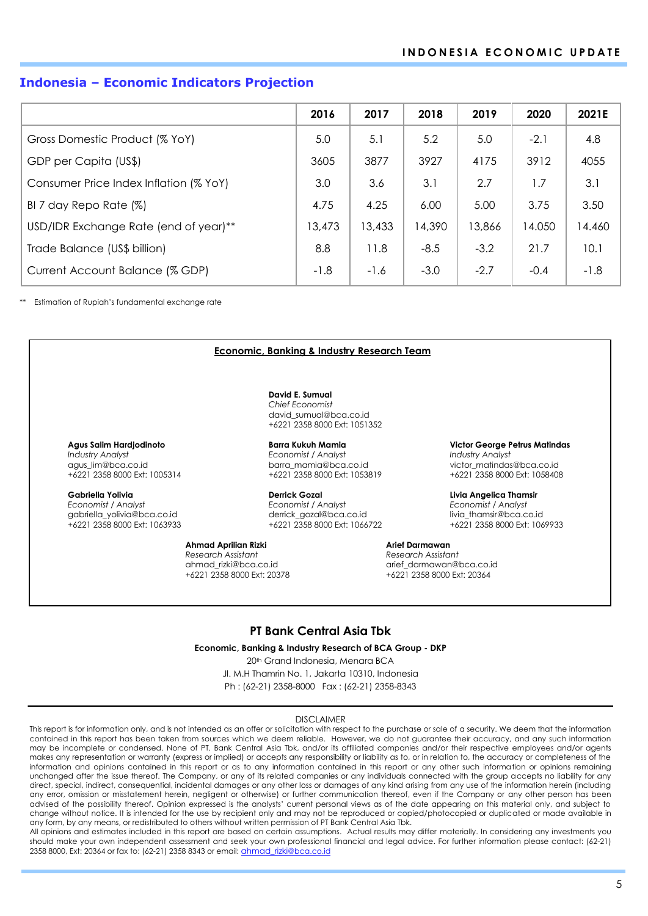## Indonesia – Economic Indicators Projection

| | 2016 | 2017 | 2018 | 2019 | 2020 | 2021E |
|---|---|---|---|---|---|---|
| Gross Domestic Product (% YoY) | 5.0 | 5.1 | 5.2 | 5.0 | -2.1 | 4.8 |
| GDP per Capita (US$) | 3605 | 3877 | 3927 | 4175 | 3912 | 4055 |
| Consumer Price Index Inflation (% YoY) | 3.0 | 3.6 | 3.1 | 2.7 | 1.7 | 3.1 |
| BI 7 day Repo Rate (%) | 4.75 | 4.25 | 6.00 | 5.00 | 3.75 | 3.50 |
| USD/IDR Exchange Rate (end of year)** | 13,473 | 13,433 | 14,390 | 13,866 | 14.050 | 14.460 |
| Trade Balance (US$ billion) | 8.8 | 11.8 | -8.5 | -3.2 | 21.7 | 10.1 |
| Current Account Balance (% GDP) | -1.8 | -1.6 | -3.0 | -2.7 | -0.4 | -1.8 |

** Estimation of Rupiah's fundamental exchange rate

**Economic, Banking & Industry Research Team**

**David E. Sumual**
*Chief Economist*
david_sumual@bca.co.id
+6221 2358 8000 Ext: 1051352

**Agus Salim Hardjodinoto**
*Industry Analyst*
agus_lim@bca.co.id
+6221 2358 8000 Ext: 1005314

**Barra Kukuh Mamia**
*Economist / Analyst*
barra_mamia@bca.co.id
+6221 2358 8000 Ext: 1053819

**Victor George Petrus Matindas**
*Industry Analyst*
victor_matindas@bca.co.id
+6221 2358 8000 Ext: 1058408

**Gabriella Yolivia**
*Economist / Analyst*
gabriella_yolivia@bca.co.id
+6221 2358 8000 Ext: 1063933

**Derrick Gozal**
*Economist / Analyst*
derrick_gozal@bca.co.id
+6221 2358 8000 Ext: 1066722

**Livia Angelica Thamsir**
*Economist / Analyst*
livia_thamsir@bca.co.id
+6221 2358 8000 Ext: 1069933

**Ahmad Aprilian Rizki**
*Research Assistant*
ahmad_rizki@bca.co.id
+6221 2358 8000 Ext: 20378

**Arief Darmawan**
*Research Assistant*
arief_darmawan@bca.co.id
+6221 2358 8000 Ext: 20364

### PT Bank Central Asia Tbk

**Economic, Banking & Industry Research of BCA Group - DKP**
20th Grand Indonesia, Menara BCA
Jl. M.H Thamrin No. 1, Jakarta 10310, Indonesia
Ph : (62-21) 2358-8000 Fax : (62-21) 2358-8343

DISCLAIMER

This report is for information only, and is not intended as an offer or solicitation with respect to the purchase or sale of a security. We deem that the information contained in this report has been taken from sources which we deem reliable. However, we do not guarantee their accuracy, and any such information may be incomplete or condensed. None of PT. Bank Central Asia Tbk, and/or its affiliated companies and/or their respective employees and/or agents makes any representation or warranty (express or implied) or accepts any responsibility or liability as to, or in relation to, the accuracy or completeness of the information and opinions contained in this report or as to any information contained in this report or any other such information or opinions remaining unchanged after the issue thereof. The Company, or any of its related companies or any individuals connected with the group accepts no liability for any direct, special, indirect, consequential, incidental damages or any other loss or damages of any kind arising from any use of the information herein (including any error, omission or misstatement herein, negligent or otherwise) or further communication thereof, even if the Company or any other person has been advised of the possibility thereof. Opinion expressed is the analysts' current personal views as of the date appearing on this material only, and subject to change without notice. It is intended for the use by recipient only and may not be reproduced or copied/photocopied or duplicated or made available in any form, by any means, or redistributed to others without written permission of PT Bank Central Asia Tbk.
All opinions and estimates included in this report are based on certain assumptions. Actual results may differ materially. In considering any investments you should make your own independent assessment and seek your own professional financial and legal advice. For further information please contact: (62-21) 2358 8000, Ext: 20364 or fax to: (62-21) 2358 8343 or email: ahmad_rizki@bca.co.id